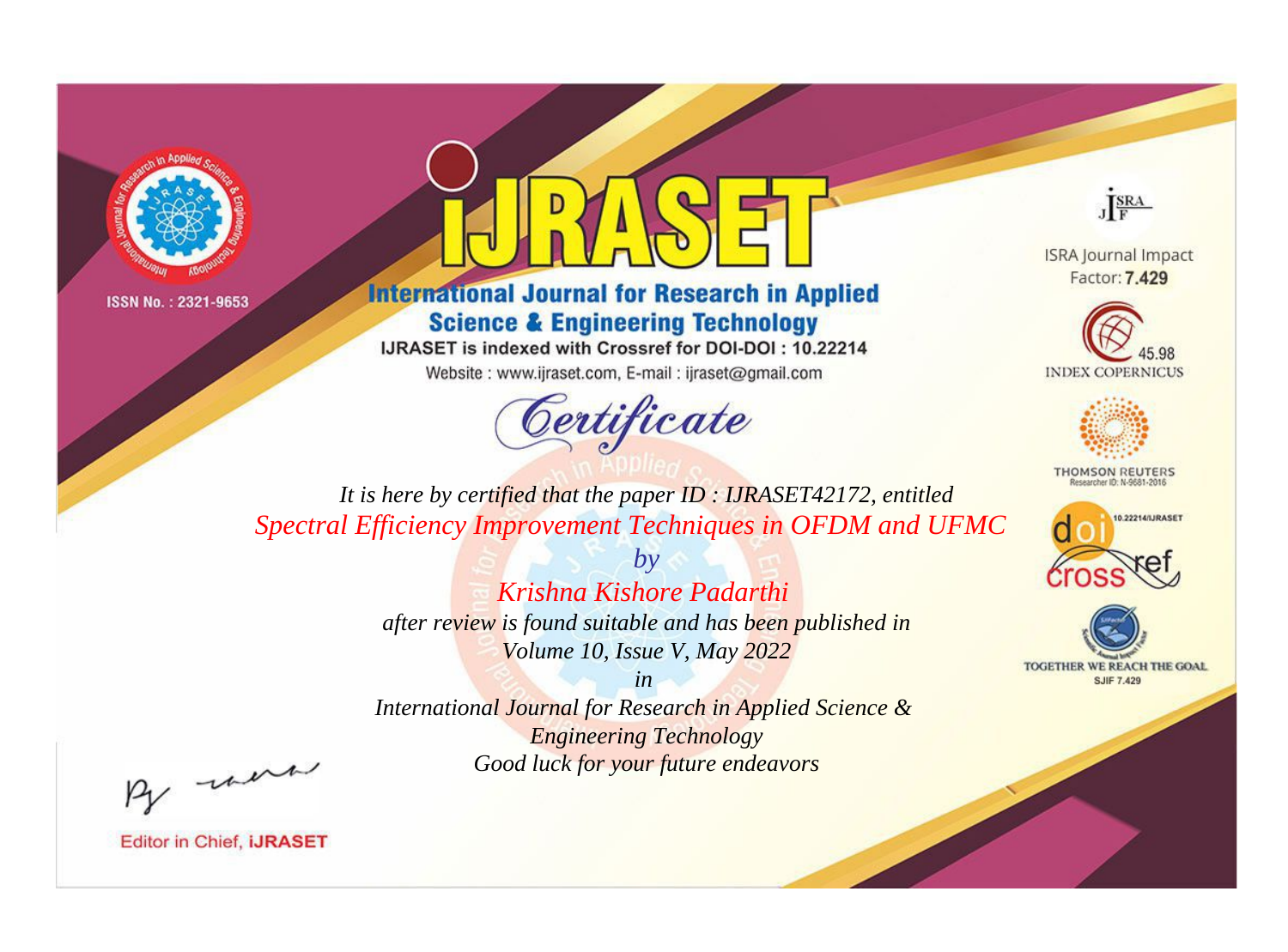ISSN No. : 2321-9653

# iJRASET

## International Journal for Research in Applied Science & Engineering Technology

IJRASET is indexed with Crossref for DOI-DOI : 10.22214

Website : www.ijraset.com, E-mail : ijraset@gmail.com

ISRA Journal Impact Factor: **7.429**

45.98 INDEX COPERNICUS

THOMSON REUTERS Researcher ID: N-9681-2016

10.22214/IJRASET

TOGETHER WE REACH THE GOAL SJIF 7.429

# *Certificate*

*It is here by certified that the paper ID : IJRASET42172, entitled*

*Spectral Efficiency Improvement Techniques in OFDM and UFMC*

*by*

*Krishna Kishore Padarthi*

*after review is found suitable and has been published in*

*Volume 10, Issue V, May 2022*

*in*

*International Journal for Research in Applied Science & Engineering Technology*

*Good luck for your future endeavors*

Editor in Chief, **iJRASET**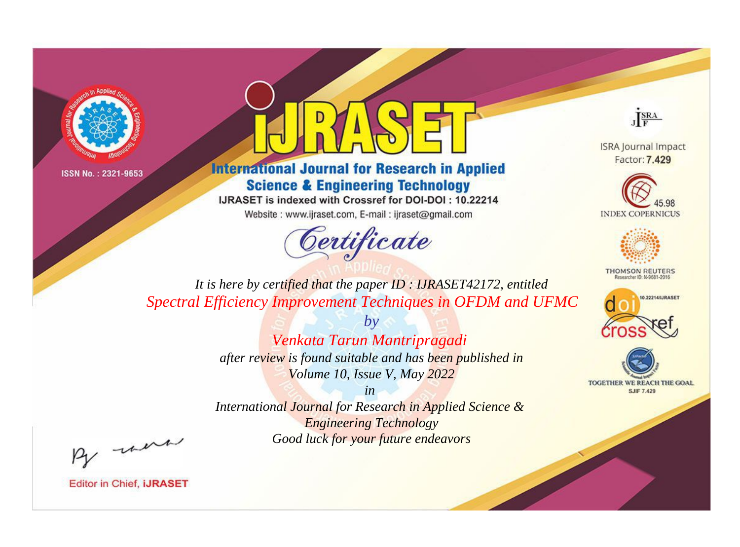ISSN No. : 2321-9653

# International Journal for Research in Applied Science & Engineering Technology

IJRASET is indexed with Crossref for DOI-DOI : 10.22214

Website : www.ijraset.com, E-mail : ijraset@gmail.com

## Certificate

*It is here by certified that the paper ID : IJRASET42172, entitled*

*Spectral Efficiency Improvement Techniques in OFDM and UFMC*

*by*

*Venkata Tarun Mantripragadi*

*after review is found suitable and has been published in*

*Volume 10, Issue V, May 2022*

*in*

*International Journal for Research in Applied Science & Engineering Technology*

*Good luck for your future endeavors*

ISRA Journal Impact Factor: **7.429**

45.98 INDEX COPERNICUS

THOMSON REUTERS Researcher ID: N-9681-2016

10.22214/IJRASET

TOGETHER WE REACH THE GOAL SJIF 7.429

Editor in Chief, **iJRASET**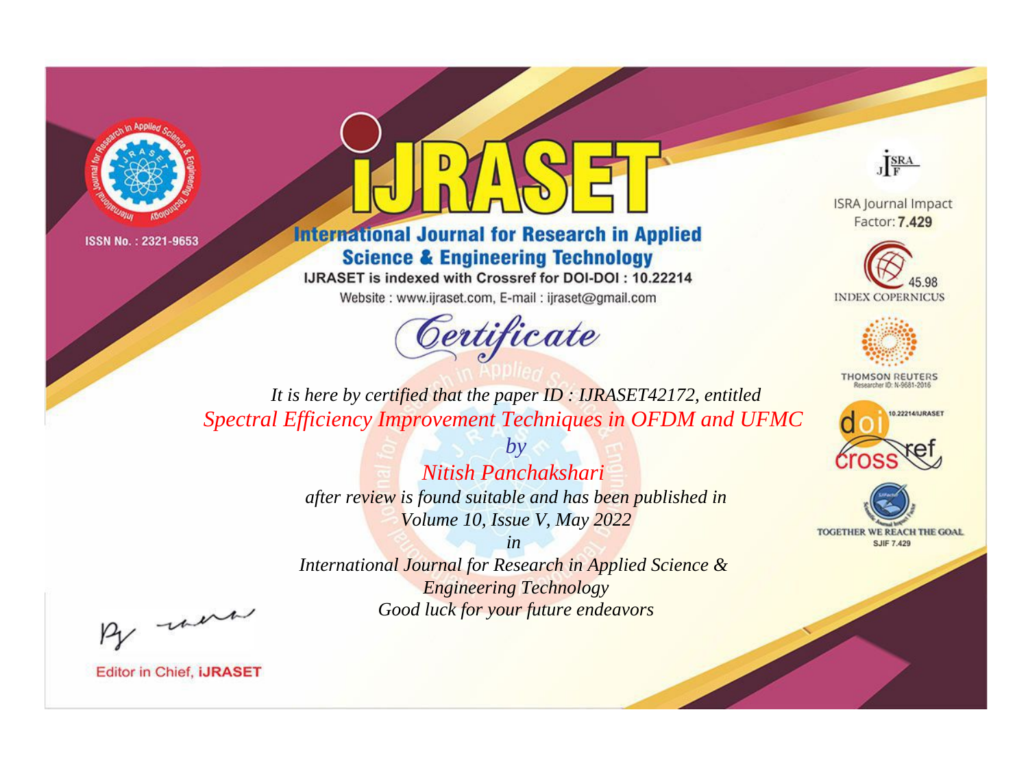ISSN No. : 2321-9653

# iJRASET

## International Journal for Research in Applied Science & Engineering Technology

IJRASET is indexed with Crossref for DOI-DOI : 10.22214

Website : www.ijraset.com, E-mail : ijraset@gmail.com

ISRA Journal Impact Factor: **7.429**

45.98 INDEX COPERNICUS

THOMSON REUTERS Researcher ID: N-9681-2016

10.22214/IJRASET

TOGETHER WE REACH THE GOAL SJIF 7.429

# *Certificate*

*It is here by certified that the paper ID : IJRASET42172, entitled*

*Spectral Efficiency Improvement Techniques in OFDM and UFMC*

*by*

*Nitish Panchakshari*

*after review is found suitable and has been published in*

*Volume 10, Issue V, May 2022*

*in*

*International Journal for Research in Applied Science & Engineering Technology*

*Good luck for your future endeavors*

Editor in Chief, **iJRASET**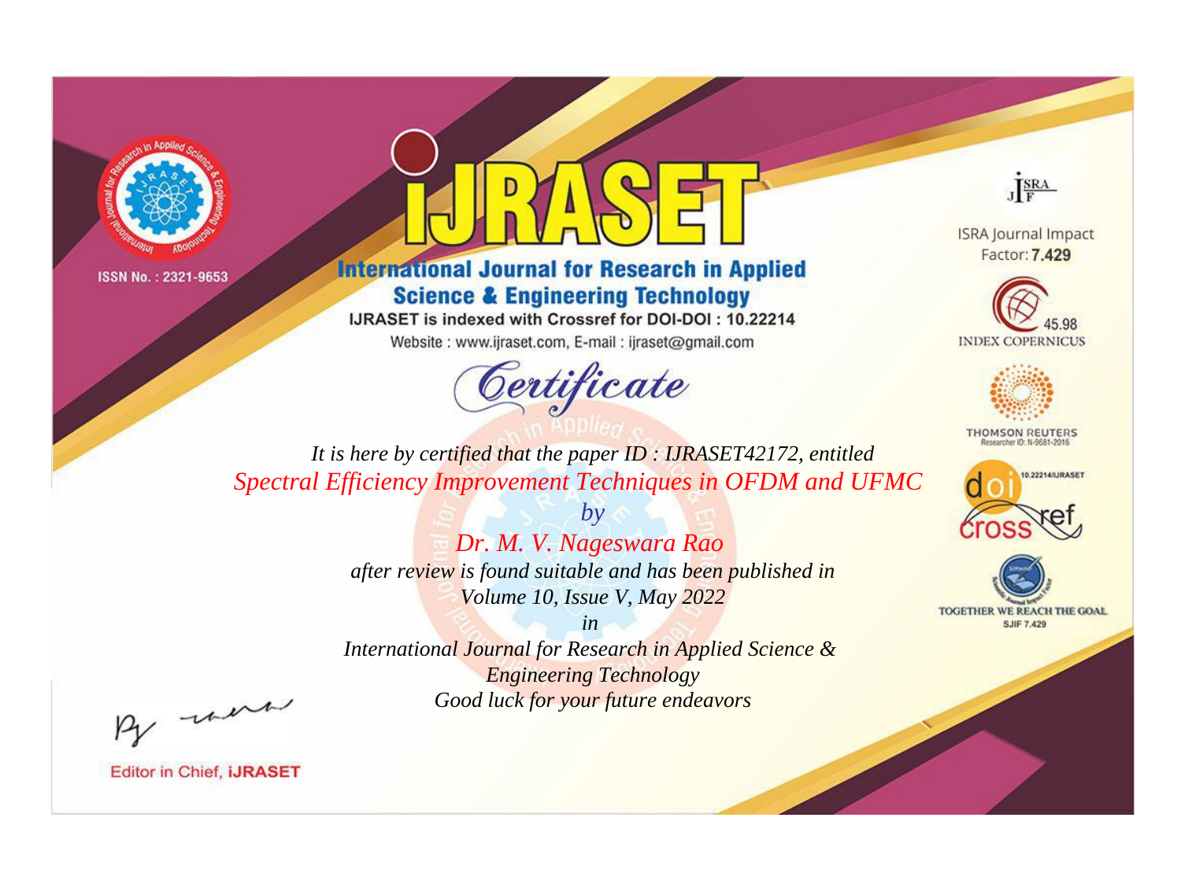ISSN No. : 2321-9653

# IJRASET

## International Journal for Research in Applied Science & Engineering Technology

IJRASET is indexed with Crossref for DOI-DOI : 10.22214

Website : www.ijraset.com, E-mail : ijraset@gmail.com

*Certificate*

*It is here by certified that the paper ID : IJRASET42172, entitled*

*Spectral Efficiency Improvement Techniques in OFDM and UFMC*

*by*

*Dr. M. V. Nageswara Rao*

*after review is found suitable and has been published in*

*Volume 10, Issue V, May 2022*

*in*

*International Journal for Research in Applied Science & Engineering Technology*

*Good luck for your future endeavors*

Editor in Chief, iJRASET

ISRA Journal Impact Factor: **7.429**

45.98 INDEX COPERNICUS

THOMSON REUTERS Researcher ID: N-9681-2016

10.22214/IJRASET

TOGETHER WE REACH THE GOAL SJIF 7.429